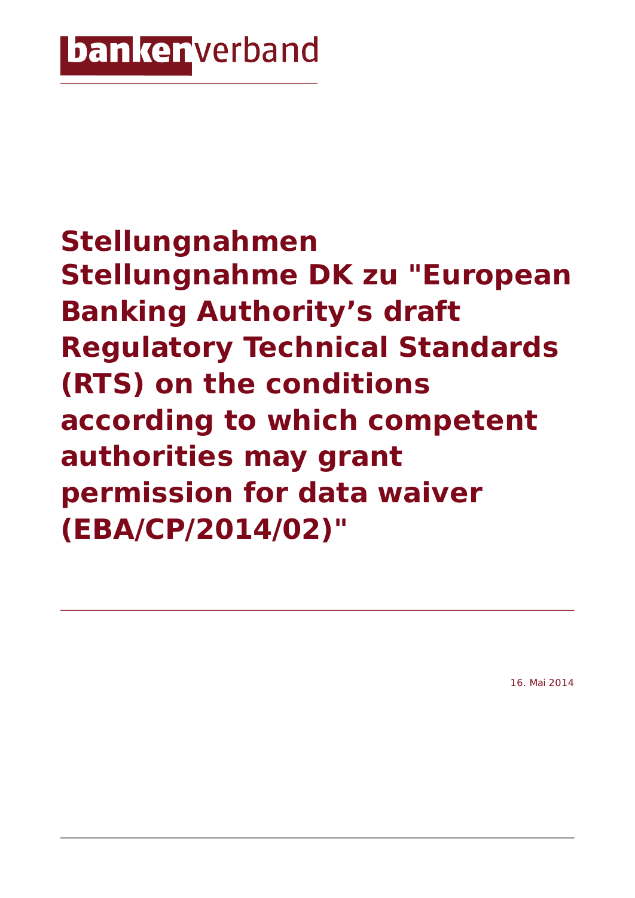bankenverband

# Stellungnahmen
# Stellungnahme DK zu "European Banking Authority's draft Regulatory Technical Standards (RTS) on the conditions according to which competent authorities may grant permission for data waiver (EBA/CP/2014/02)"

16. Mai 2014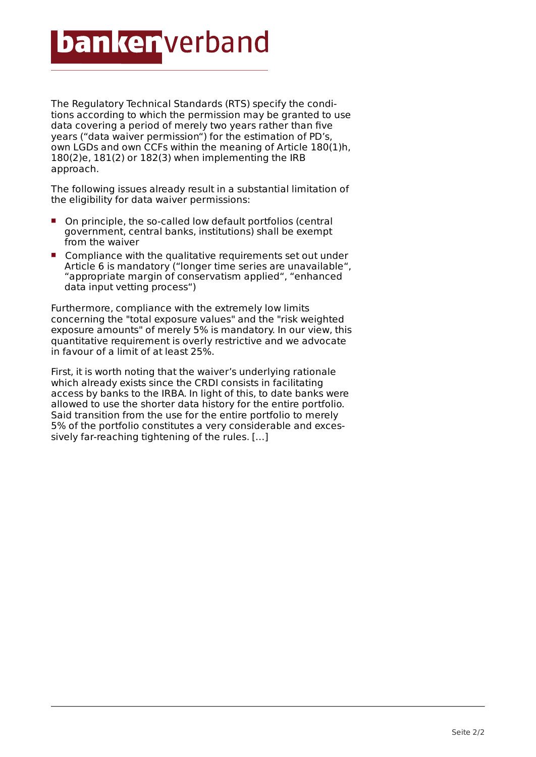The Regulatory Technical Standards (RTS) specify the conditions according to which the permission may be granted to use data covering a period of merely two years rather than five years (“data waiver permission“) for the estimation of PD’s, own LGDs and own CCFs within the meaning of Article 180(1)h, 180(2)e, 181(2) or 182(3) when implementing the IRB approach.

The following issues already result in a substantial limitation of the eligibility for data waiver permissions:

- On principle, the so-called low default portfolios (central government, central banks, institutions) shall be exempt from the waiver
- Compliance with the qualitative requirements set out under Article 6 is mandatory (“longer time series are unavailable“, “appropriate margin of conservatism applied“, “enhanced data input vetting process“)

Furthermore, compliance with the extremely low limits concerning the "total exposure values" and the "risk weighted exposure amounts" of merely 5% is mandatory. In our view, this quantitative requirement is overly restrictive and we advocate in favour of a limit of at least 25%.

First, it is worth noting that the waiver’s underlying rationale which already exists since the CRDI consists in facilitating access by banks to the IRBA. In light of this, to date banks were allowed to use the shorter data history for the entire portfolio. Said transition from the use for the entire portfolio to merely 5% of the portfolio constitutes a very considerable and excessively far-reaching tightening of the rules. [...]